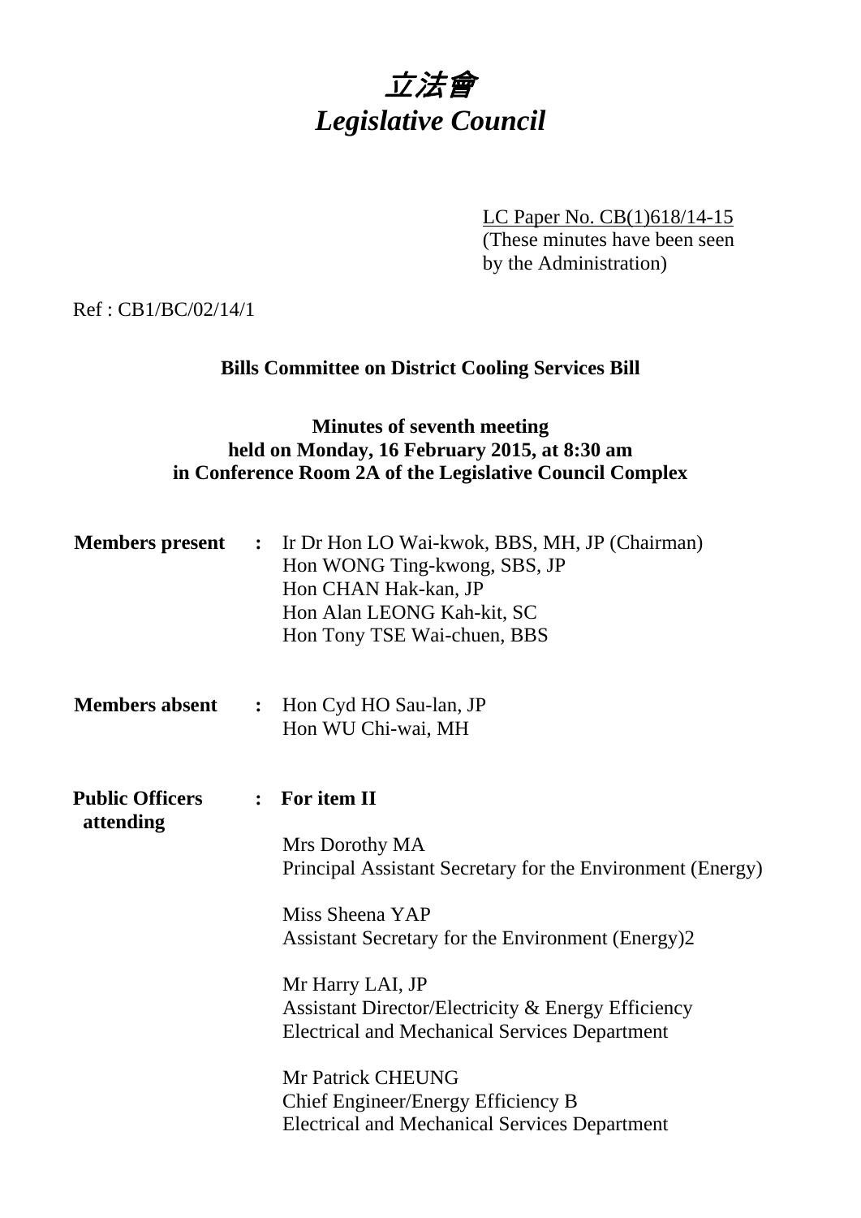# 立法會
# *Legislative Council*

LC Paper No. CB(1)618/14-15
(These minutes have been seen by the Administration)

Ref : CB1/BC/02/14/1

**Bills Committee on District Cooling Services Bill**

**Minutes of seventh meeting**
**held on Monday, 16 February 2015, at 8:30 am**
**in Conference Room 2A of the Legislative Council Complex**

**Members present** : Ir Dr Hon LO Wai-kwok, BBS, MH, JP (Chairman)
Hon WONG Ting-kwong, SBS, JP
Hon CHAN Hak-kan, JP
Hon Alan LEONG Kah-kit, SC
Hon Tony TSE Wai-chuen, BBS

**Members absent** : Hon Cyd HO Sau-lan, JP
Hon WU Chi-wai, MH

**Public Officers attending** : **For item II**

Mrs Dorothy MA
Principal Assistant Secretary for the Environment (Energy)

Miss Sheena YAP
Assistant Secretary for the Environment (Energy)2

Mr Harry LAI, JP
Assistant Director/Electricity & Energy Efficiency
Electrical and Mechanical Services Department

Mr Patrick CHEUNG
Chief Engineer/Energy Efficiency B
Electrical and Mechanical Services Department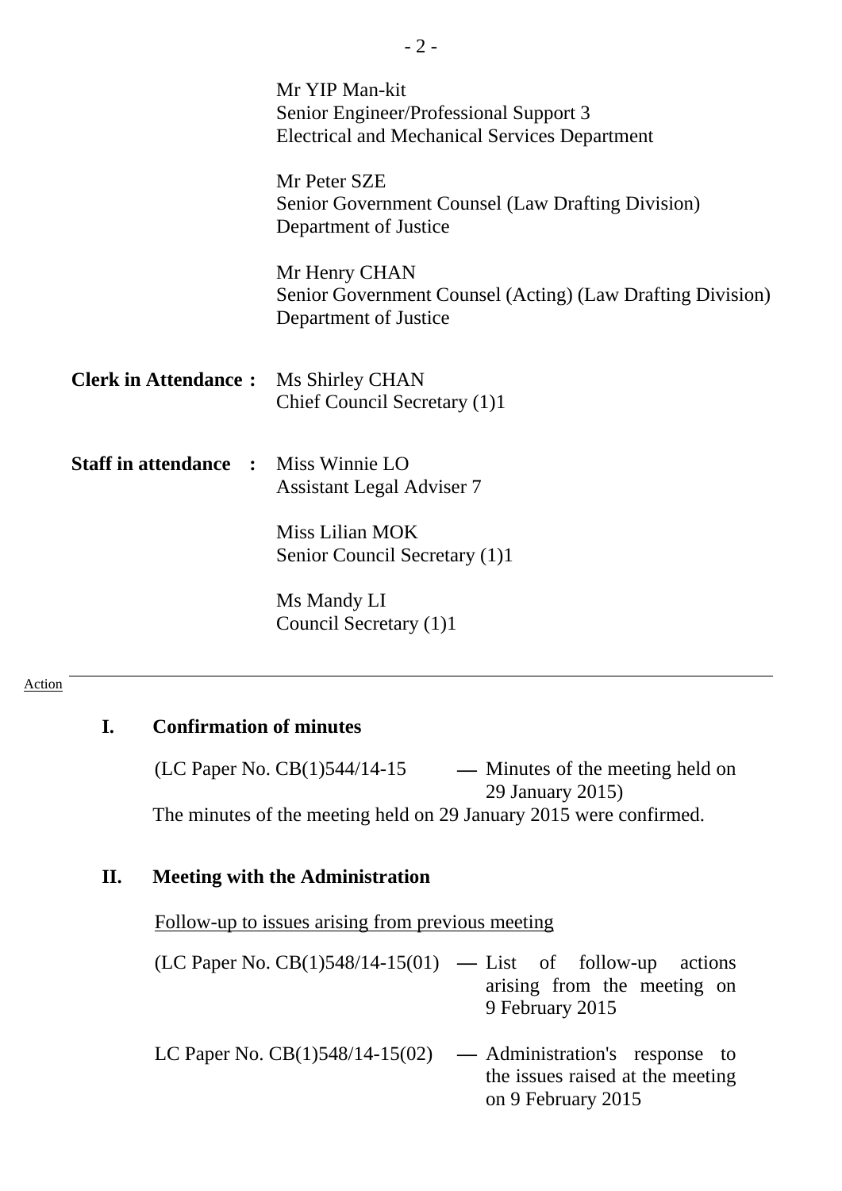Mr YIP Man-kit
Senior Engineer/Professional Support 3
Electrical and Mechanical Services Department

Mr Peter SZE
Senior Government Counsel (Law Drafting Division)
Department of Justice

Mr Henry CHAN
Senior Government Counsel (Acting) (Law Drafting Division)
Department of Justice

**Clerk in Attendance :** Ms Shirley CHAN
Chief Council Secretary (1)1

**Staff in attendance :** Miss Winnie LO
Assistant Legal Adviser 7

Miss Lilian MOK
Senior Council Secretary (1)1

Ms Mandy LI
Council Secretary (1)1

---

Action

## I. Confirmation of minutes

(LC Paper No. CB(1)544/14-15 — Minutes of the meeting held on 29 January 2015)

The minutes of the meeting held on 29 January 2015 were confirmed.

## II. Meeting with the Administration

Follow-up to issues arising from previous meeting

(LC Paper No. CB(1)548/14-15(01) — List of follow-up actions arising from the meeting on 9 February 2015

LC Paper No. CB(1)548/14-15(02) — Administration's response to the issues raised at the meeting on 9 February 2015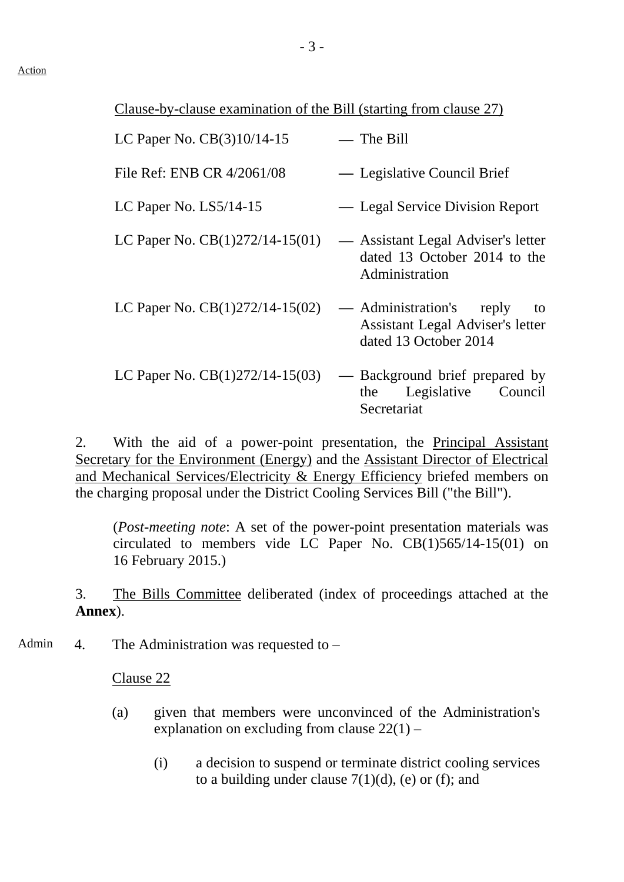Action

Clause-by-clause examination of the Bill (starting from clause 27)

| | |
|---|---|
| LC Paper No. CB(3)10/14-15 | — The Bill |
| File Ref: ENB CR 4/2061/08 | — Legislative Council Brief |
| LC Paper No. LS5/14-15 | — Legal Service Division Report |
| LC Paper No. CB(1)272/14-15(01) | — Assistant Legal Adviser's letter dated 13 October 2014 to the Administration |
| LC Paper No. CB(1)272/14-15(02) | — Administration's reply to Assistant Legal Adviser's letter dated 13 October 2014 |
| LC Paper No. CB(1)272/14-15(03) | — Background brief prepared by the Legislative Council Secretariat |

2. With the aid of a power-point presentation, the Principal Assistant Secretary for the Environment (Energy) and the Assistant Director of Electrical and Mechanical Services/Electricity & Energy Efficiency briefed members on the charging proposal under the District Cooling Services Bill ("the Bill").

(*Post-meeting note*: A set of the power-point presentation materials was circulated to members vide LC Paper No. CB(1)565/14-15(01) on 16 February 2015.)

3. The Bills Committee deliberated (index of proceedings attached at the **Annex**).

Admin 4. The Administration was requested to –

Clause 22

(a) given that members were unconvinced of the Administration's explanation on excluding from clause 22(1) –

(i) a decision to suspend or terminate district cooling services to a building under clause 7(1)(d), (e) or (f); and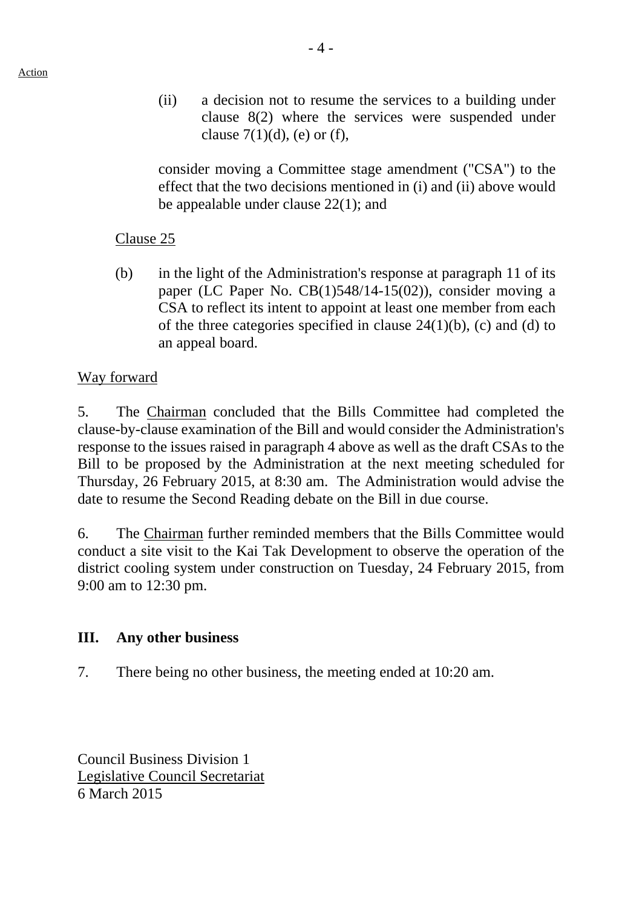Action

(ii) a decision not to resume the services to a building under clause 8(2) where the services were suspended under clause 7(1)(d), (e) or (f),

consider moving a Committee stage amendment ("CSA") to the effect that the two decisions mentioned in (i) and (ii) above would be appealable under clause 22(1); and

Clause 25

(b) in the light of the Administration's response at paragraph 11 of its paper (LC Paper No. CB(1)548/14-15(02)), consider moving a CSA to reflect its intent to appoint at least one member from each of the three categories specified in clause 24(1)(b), (c) and (d) to an appeal board.

Way forward

5. The Chairman concluded that the Bills Committee had completed the clause-by-clause examination of the Bill and would consider the Administration's response to the issues raised in paragraph 4 above as well as the draft CSAs to the Bill to be proposed by the Administration at the next meeting scheduled for Thursday, 26 February 2015, at 8:30 am. The Administration would advise the date to resume the Second Reading debate on the Bill in due course.

6. The Chairman further reminded members that the Bills Committee would conduct a site visit to the Kai Tak Development to observe the operation of the district cooling system under construction on Tuesday, 24 February 2015, from 9:00 am to 12:30 pm.

## III. Any other business

7. There being no other business, the meeting ended at 10:20 am.

Council Business Division 1
Legislative Council Secretariat
6 March 2015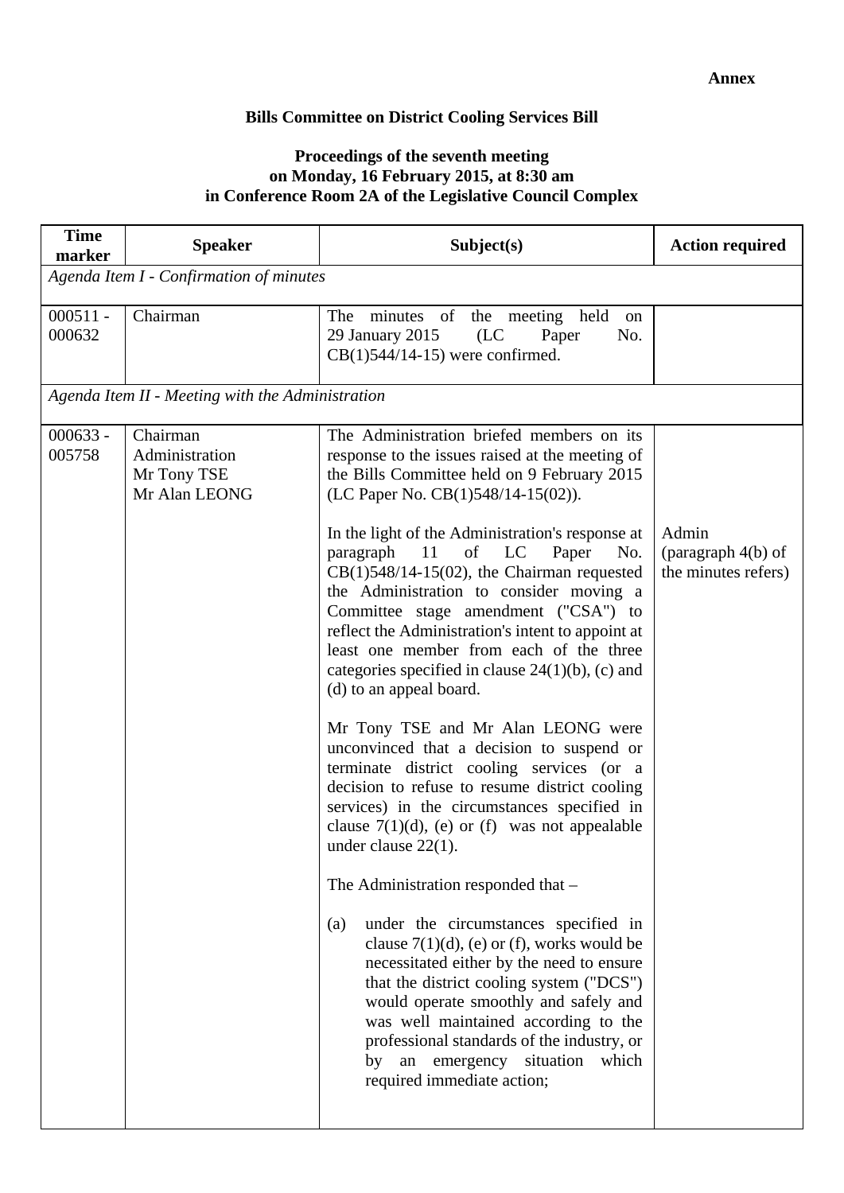**Annex**

**Bills Committee on District Cooling Services Bill**

**Proceedings of the seventh meeting on Monday, 16 February 2015, at 8:30 am in Conference Room 2A of the Legislative Council Complex**

| Time marker | Speaker | Subject(s) | Action required |
|---|---|---|---|
| *Agenda Item I - Confirmation of minutes* | | | |
| 000511 - 000632 | Chairman | The minutes of the meeting held on 29 January 2015 (LC Paper No. CB(1)544/14-15) were confirmed. | |
| *Agenda Item II - Meeting with the Administration* | | | |
| 000633 - 005758 | Chairman<br>Administration<br>Mr Tony TSE<br>Mr Alan LEONG | The Administration briefed members on its response to the issues raised at the meeting of the Bills Committee held on 9 February 2015 (LC Paper No. CB(1)548/14-15(02)).<br><br>In the light of the Administration's response at paragraph 11 of LC Paper No. CB(1)548/14-15(02), the Chairman requested the Administration to consider moving a Committee stage amendment ("CSA") to reflect the Administration's intent to appoint at least one member from each of the three categories specified in clause 24(1)(b), (c) and (d) to an appeal board.<br><br>Mr Tony TSE and Mr Alan LEONG were unconvinced that a decision to suspend or terminate district cooling services (or a decision to refuse to resume district cooling services) in the circumstances specified in clause 7(1)(d), (e) or (f) was not appealable under clause 22(1).<br><br>The Administration responded that –<br><br>(a) under the circumstances specified in clause 7(1)(d), (e) or (f), works would be necessitated either by the need to ensure that the district cooling system ("DCS") would operate smoothly and safely and was well maintained according to the professional standards of the industry, or by an emergency situation which required immediate action; | Admin (paragraph 4(b) of the minutes refers) |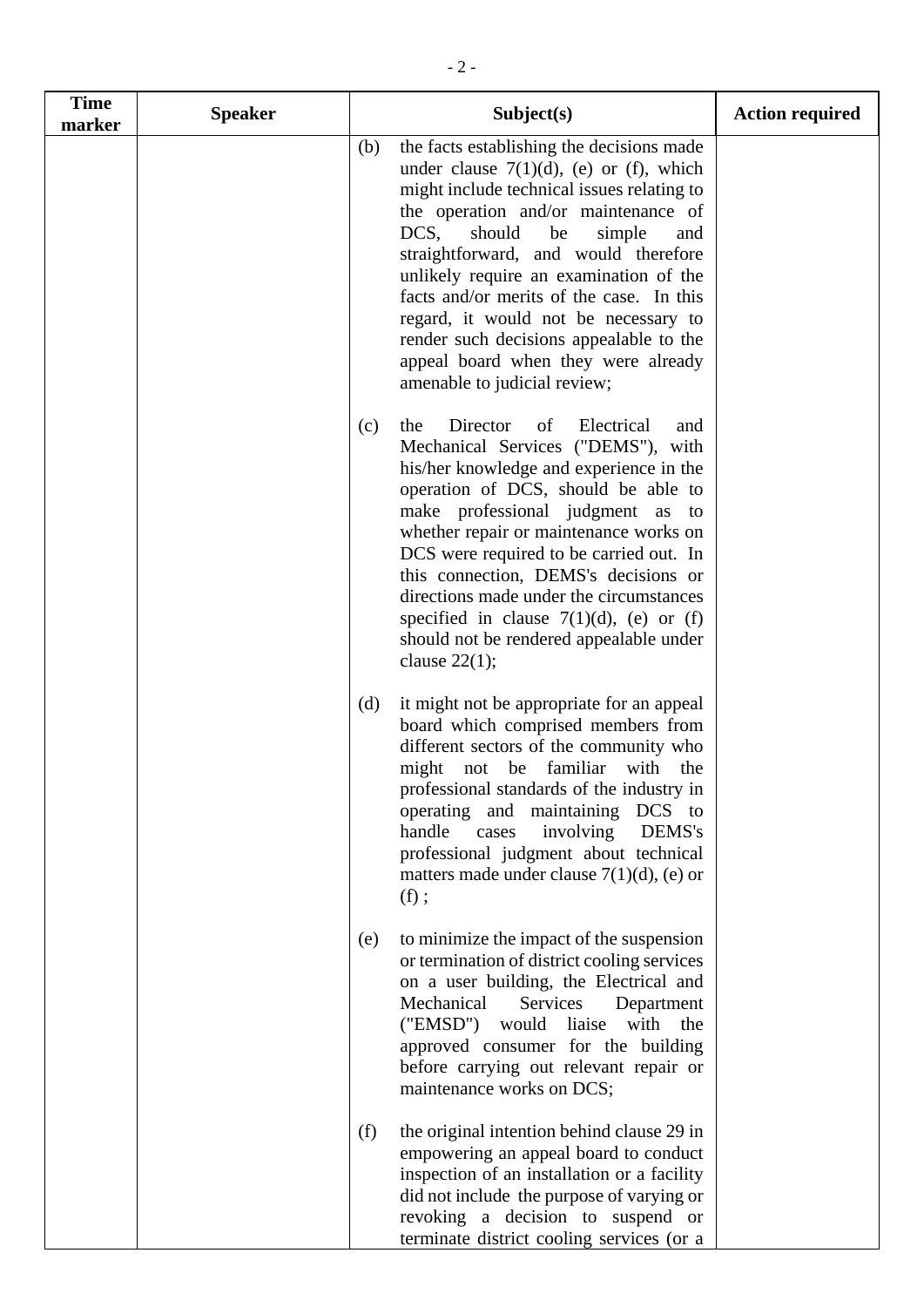| Time marker | Speaker | Subject(s) | Action required |
|---|---|---|---|
| | | (b) the facts establishing the decisions made under clause 7(1)(d), (e) or (f), which might include technical issues relating to the operation and/or maintenance of DCS, should be simple and straightforward, and would therefore unlikely require an examination of the facts and/or merits of the case. In this regard, it would not be necessary to render such decisions appealable to the appeal board when they were already amenable to judicial review;<br><br>(c) the Director of Electrical and Mechanical Services ("DEMS"), with his/her knowledge and experience in the operation of DCS, should be able to make professional judgment as to whether repair or maintenance works on DCS were required to be carried out. In this connection, DEMS's decisions or directions made under the circumstances specified in clause 7(1)(d), (e) or (f) should not be rendered appealable under clause 22(1);<br><br>(d) it might not be appropriate for an appeal board which comprised members from different sectors of the community who might not be familiar with the professional standards of the industry in operating and maintaining DCS to handle cases involving DEMS's professional judgment about technical matters made under clause 7(1)(d), (e) or (f) ;<br><br>(e) to minimize the impact of the suspension or termination of district cooling services on a user building, the Electrical and Mechanical Services Department ("EMSD") would liaise with the approved consumer for the building before carrying out relevant repair or maintenance works on DCS;<br><br>(f) the original intention behind clause 29 in empowering an appeal board to conduct inspection of an installation or a facility did not include the purpose of varying or revoking a decision to suspend or terminate district cooling services (or a | |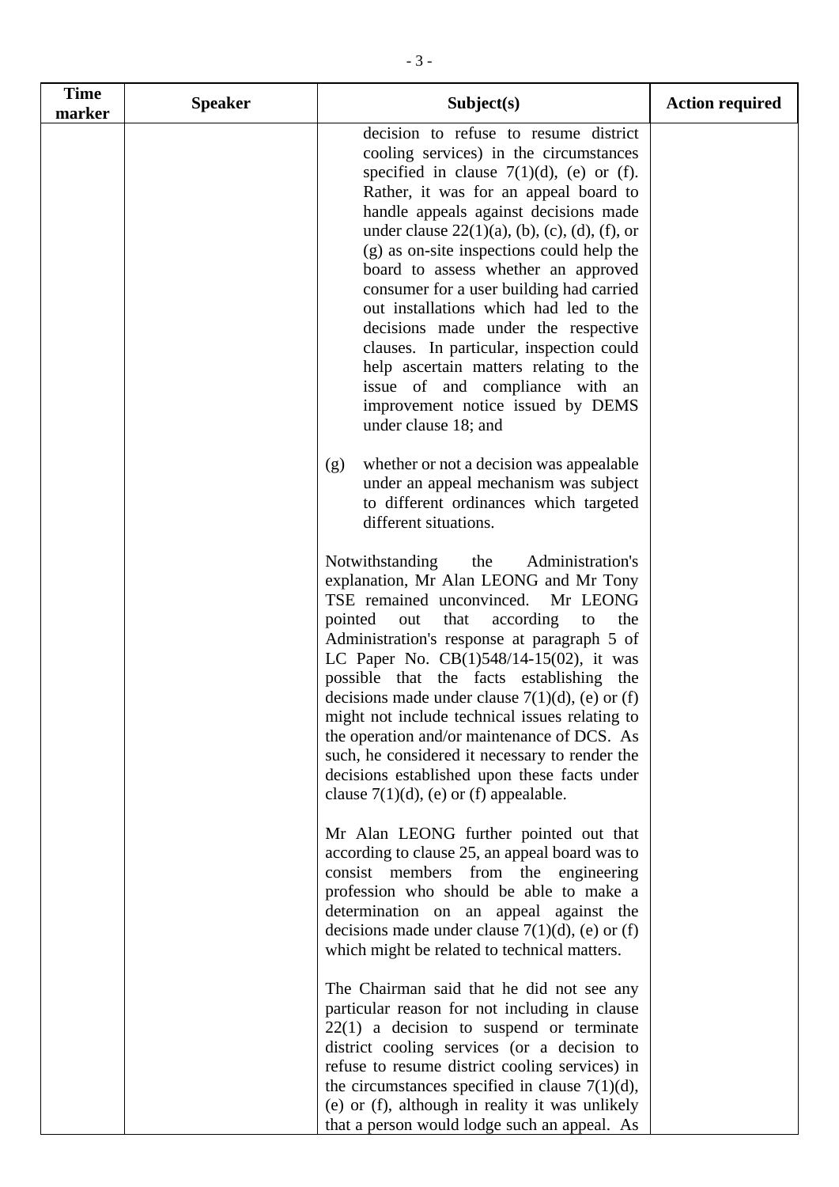| Time marker | Speaker | Subject(s) | Action required |
|---|---|---|---|
| | | decision to refuse to resume district cooling services) in the circumstances specified in clause 7(1)(d), (e) or (f). Rather, it was for an appeal board to handle appeals against decisions made under clause 22(1)(a), (b), (c), (d), (f), or (g) as on-site inspections could help the board to assess whether an approved consumer for a user building had carried out installations which had led to the decisions made under the respective clauses. In particular, inspection could help ascertain matters relating to the issue of and compliance with an improvement notice issued by DEMS under clause 18; and<br><br>(g) whether or not a decision was appealable under an appeal mechanism was subject to different ordinances which targeted different situations.<br><br>Notwithstanding the Administration's explanation, Mr Alan LEONG and Mr Tony TSE remained unconvinced. Mr LEONG pointed out that according to the Administration's response at paragraph 5 of LC Paper No. CB(1)548/14-15(02), it was possible that the facts establishing the decisions made under clause 7(1)(d), (e) or (f) might not include technical issues relating to the operation and/or maintenance of DCS. As such, he considered it necessary to render the decisions established upon these facts under clause 7(1)(d), (e) or (f) appealable.<br><br>Mr Alan LEONG further pointed out that according to clause 25, an appeal board was to consist members from the engineering profession who should be able to make a determination on an appeal against the decisions made under clause 7(1)(d), (e) or (f) which might be related to technical matters.<br><br>The Chairman said that he did not see any particular reason for not including in clause 22(1) a decision to suspend or terminate district cooling services (or a decision to refuse to resume district cooling services) in the circumstances specified in clause 7(1)(d), (e) or (f), although in reality it was unlikely that a person would lodge such an appeal. As | |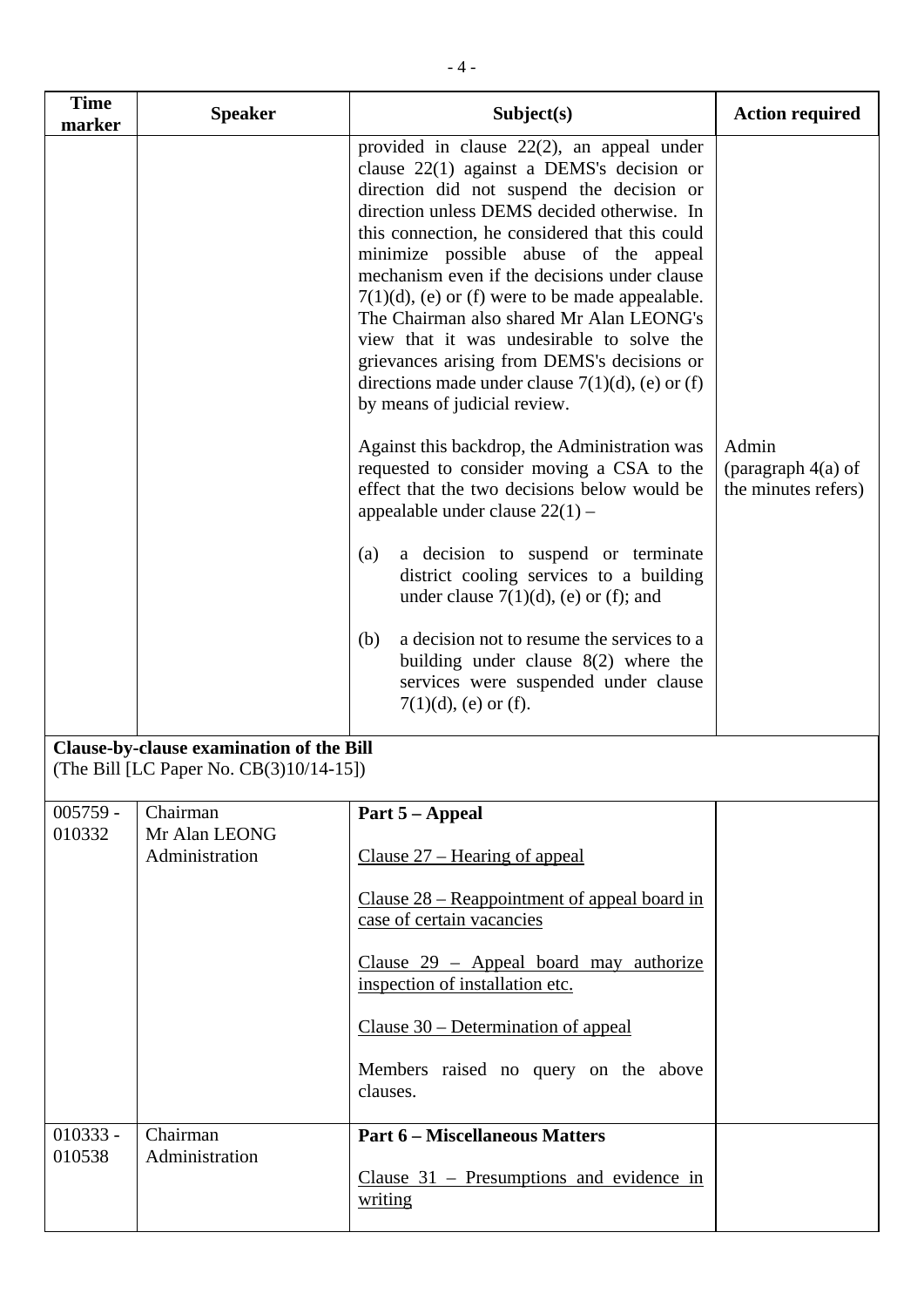| Time marker | Speaker | Subject(s) | Action required |
|---|---|---|---|
| | | provided in clause 22(2), an appeal under clause 22(1) against a DEMS's decision or direction did not suspend the decision or direction unless DEMS decided otherwise. In this connection, he considered that this could minimize possible abuse of the appeal mechanism even if the decisions under clause 7(1)(d), (e) or (f) were to be made appealable. The Chairman also shared Mr Alan LEONG's view that it was undesirable to solve the grievances arising from DEMS's decisions or directions made under clause 7(1)(d), (e) or (f) by means of judicial review.<br><br>Against this backdrop, the Administration was requested to consider moving a CSA to the effect that the two decisions below would be appealable under clause 22(1) –<br><br>(a) a decision to suspend or terminate district cooling services to a building under clause 7(1)(d), (e) or (f); and<br><br>(b) a decision not to resume the services to a building under clause 8(2) where the services were suspended under clause 7(1)(d), (e) or (f). | Admin (paragraph 4(a) of the minutes refers) |
| **Clause-by-clause examination of the Bill**<br>(The Bill [LC Paper No. CB(3)10/14-15]) | | | |
| 005759 - 010332 | Chairman<br>Mr Alan LEONG<br>Administration | **Part 5 – Appeal**<br><br><u>Clause 27 – Hearing of appeal</u><br><br><u>Clause 28 – Reappointment of appeal board in case of certain vacancies</u><br><br><u>Clause 29 – Appeal board may authorize inspection of installation etc.</u><br><br><u>Clause 30 – Determination of appeal</u><br><br>Members raised no query on the above clauses. | |
| 010333 - 010538 | Chairman<br>Administration | **Part 6 – Miscellaneous Matters**<br><br><u>Clause 31 – Presumptions and evidence in writing</u> | |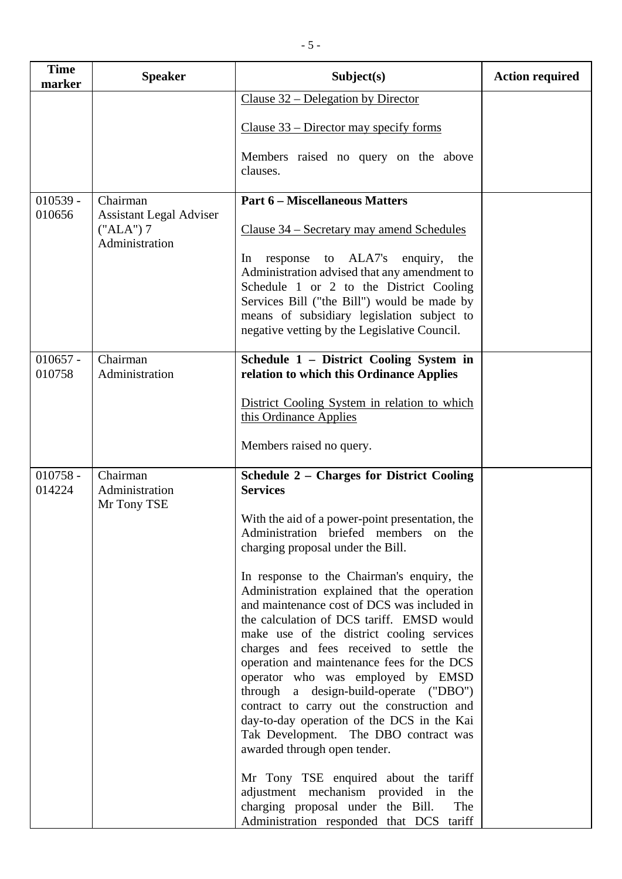| Time marker | Speaker | Subject(s) | Action required |
|---|---|---|---|
| | | Clause 32 – Delegation by Director<br><br>Clause 33 – Director may specify forms<br><br>Members raised no query on the above clauses. | |
| 010539 - 010656 | Chairman<br>Assistant Legal Adviser ("ALA") 7<br>Administration | **Part 6 – Miscellaneous Matters**<br><br>Clause 34 – Secretary may amend Schedules<br><br>In response to ALA7's enquiry, the Administration advised that any amendment to Schedule 1 or 2 to the District Cooling Services Bill ("the Bill") would be made by means of subsidiary legislation subject to negative vetting by the Legislative Council. | |
| 010657 - 010758 | Chairman<br>Administration | **Schedule 1 – District Cooling System in relation to which this Ordinance Applies**<br><br>District Cooling System in relation to which this Ordinance Applies<br><br>Members raised no query. | |
| 010758 - 014224 | Chairman<br>Administration<br>Mr Tony TSE | **Schedule 2 – Charges for District Cooling Services**<br><br>With the aid of a power-point presentation, the Administration briefed members on the charging proposal under the Bill.<br><br>In response to the Chairman's enquiry, the Administration explained that the operation and maintenance cost of DCS was included in the calculation of DCS tariff. EMSD would make use of the district cooling services charges and fees received to settle the operation and maintenance fees for the DCS operator who was employed by EMSD through a design-build-operate ("DBO") contract to carry out the construction and day-to-day operation of the DCS in the Kai Tak Development. The DBO contract was awarded through open tender.<br><br>Mr Tony TSE enquired about the tariff adjustment mechanism provided in the charging proposal under the Bill. The Administration responded that DCS tariff | |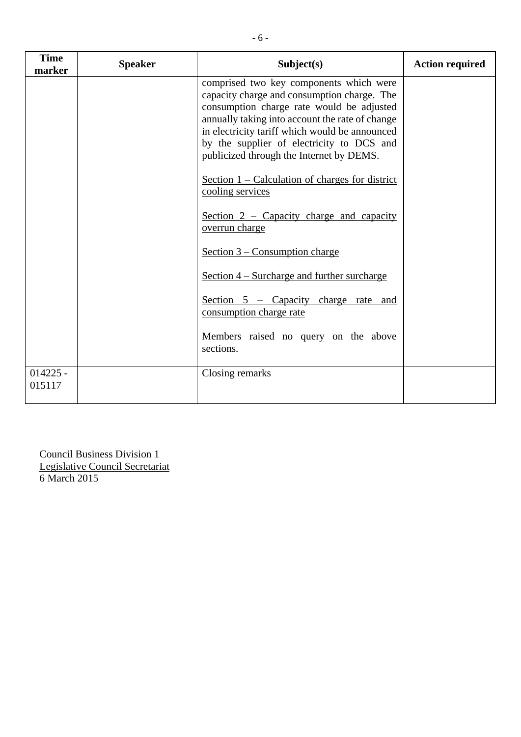| Time marker | Speaker | Subject(s) | Action required |
|---|---|---|---|
| | | comprised two key components which were capacity charge and consumption charge. The consumption charge rate would be adjusted annually taking into account the rate of change in electricity tariff which would be announced by the supplier of electricity to DCS and publicized through the Internet by DEMS.<br><br>Section 1 – Calculation of charges for district cooling services<br><br>Section 2 – Capacity charge and capacity overrun charge<br><br>Section 3 – Consumption charge<br><br>Section 4 – Surcharge and further surcharge<br><br>Section 5 – Capacity charge rate and consumption charge rate<br><br>Members raised no query on the above sections. | |
| 014225 - 015117 | | Closing remarks | |

Council Business Division 1
Legislative Council Secretariat
6 March 2015